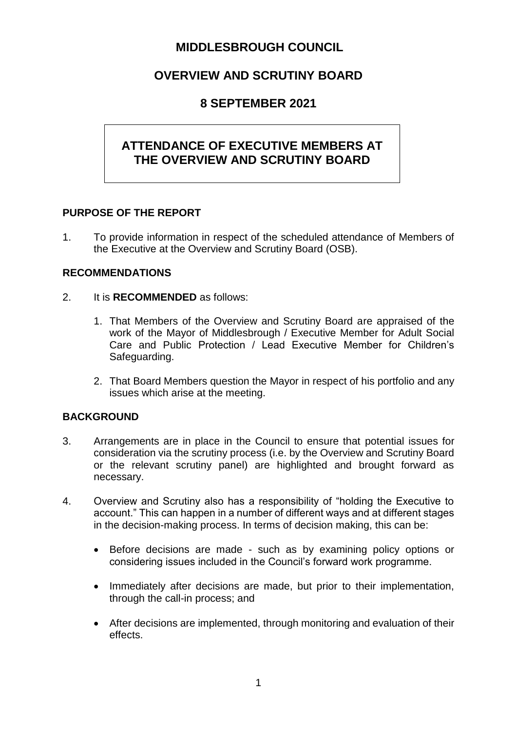# MIDDLESBROUGH COUNCIL

## OVERVIEW AND SCRUTINY BOARD

## 8 SEPTEMBER 2021

## ATTENDANCE OF EXECUTIVE MEMBERS AT THE OVERVIEW AND SCRUTINY BOARD

### PURPOSE OF THE REPORT

1. To provide information in respect of the scheduled attendance of Members of the Executive at the Overview and Scrutiny Board (OSB).

### RECOMMENDATIONS

2. It is **RECOMMENDED** as follows:

   1. That Members of the Overview and Scrutiny Board are appraised of the work of the Mayor of Middlesbrough / Executive Member for Adult Social Care and Public Protection / Lead Executive Member for Children's Safeguarding.

   2. That Board Members question the Mayor in respect of his portfolio and any issues which arise at the meeting.

### BACKGROUND

3. Arrangements are in place in the Council to ensure that potential issues for consideration via the scrutiny process (i.e. by the Overview and Scrutiny Board or the relevant scrutiny panel) are highlighted and brought forward as necessary.

4. Overview and Scrutiny also has a responsibility of "holding the Executive to account." This can happen in a number of different ways and at different stages in the decision-making process. In terms of decision making, this can be:

   - Before decisions are made - such as by examining policy options or considering issues included in the Council's forward work programme.

   - Immediately after decisions are made, but prior to their implementation, through the call-in process; and

   - After decisions are implemented, through monitoring and evaluation of their effects.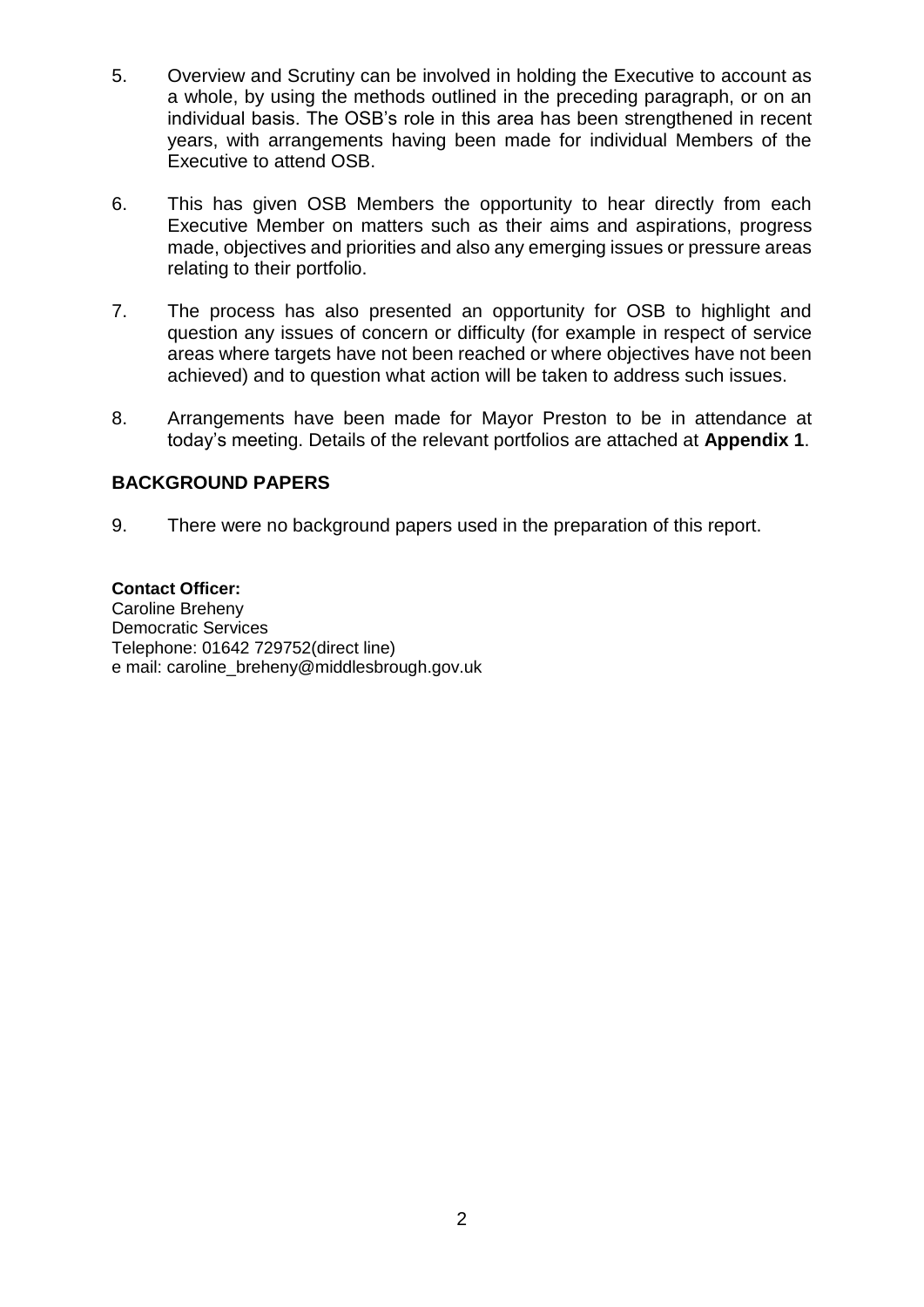5. Overview and Scrutiny can be involved in holding the Executive to account as a whole, by using the methods outlined in the preceding paragraph, or on an individual basis. The OSB's role in this area has been strengthened in recent years, with arrangements having been made for individual Members of the Executive to attend OSB.

6. This has given OSB Members the opportunity to hear directly from each Executive Member on matters such as their aims and aspirations, progress made, objectives and priorities and also any emerging issues or pressure areas relating to their portfolio.

7. The process has also presented an opportunity for OSB to highlight and question any issues of concern or difficulty (for example in respect of service areas where targets have not been reached or where objectives have not been achieved) and to question what action will be taken to address such issues.

8. Arrangements have been made for Mayor Preston to be in attendance at today's meeting. Details of the relevant portfolios are attached at **Appendix 1**.

## BACKGROUND PAPERS

9. There were no background papers used in the preparation of this report.

**Contact Officer:**
Caroline Breheny
Democratic Services
Telephone: 01642 729752(direct line)
e mail: caroline_breheny@middlesbrough.gov.uk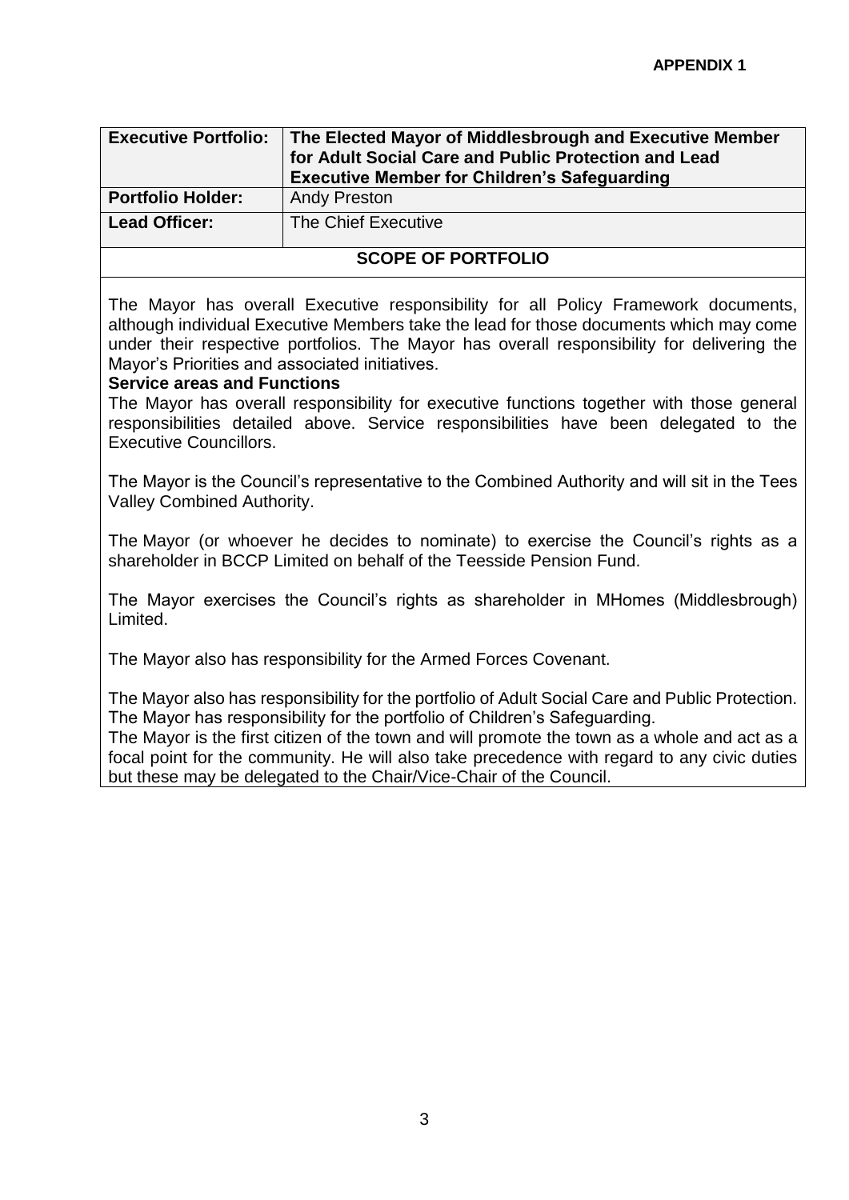**APPENDIX 1**

| | |
|---|---|
| **Executive Portfolio:** | **The Elected Mayor of Middlesbrough and Executive Member for Adult Social Care and Public Protection and Lead Executive Member for Children's Safeguarding** |
| **Portfolio Holder:** | Andy Preston |
| **Lead Officer:** | The Chief Executive |

**SCOPE OF PORTFOLIO**

The Mayor has overall Executive responsibility for all Policy Framework documents, although individual Executive Members take the lead for those documents which may come under their respective portfolios. The Mayor has overall responsibility for delivering the Mayor's Priorities and associated initiatives.

**Service areas and Functions**

The Mayor has overall responsibility for executive functions together with those general responsibilities detailed above. Service responsibilities have been delegated to the Executive Councillors.

The Mayor is the Council's representative to the Combined Authority and will sit in the Tees Valley Combined Authority.

The Mayor (or whoever he decides to nominate) to exercise the Council's rights as a shareholder in BCCP Limited on behalf of the Teesside Pension Fund.

The Mayor exercises the Council's rights as shareholder in MHomes (Middlesbrough) Limited.

The Mayor also has responsibility for the Armed Forces Covenant.

The Mayor also has responsibility for the portfolio of Adult Social Care and Public Protection. The Mayor has responsibility for the portfolio of Children's Safeguarding.
The Mayor is the first citizen of the town and will promote the town as a whole and act as a focal point for the community. He will also take precedence with regard to any civic duties but these may be delegated to the Chair/Vice-Chair of the Council.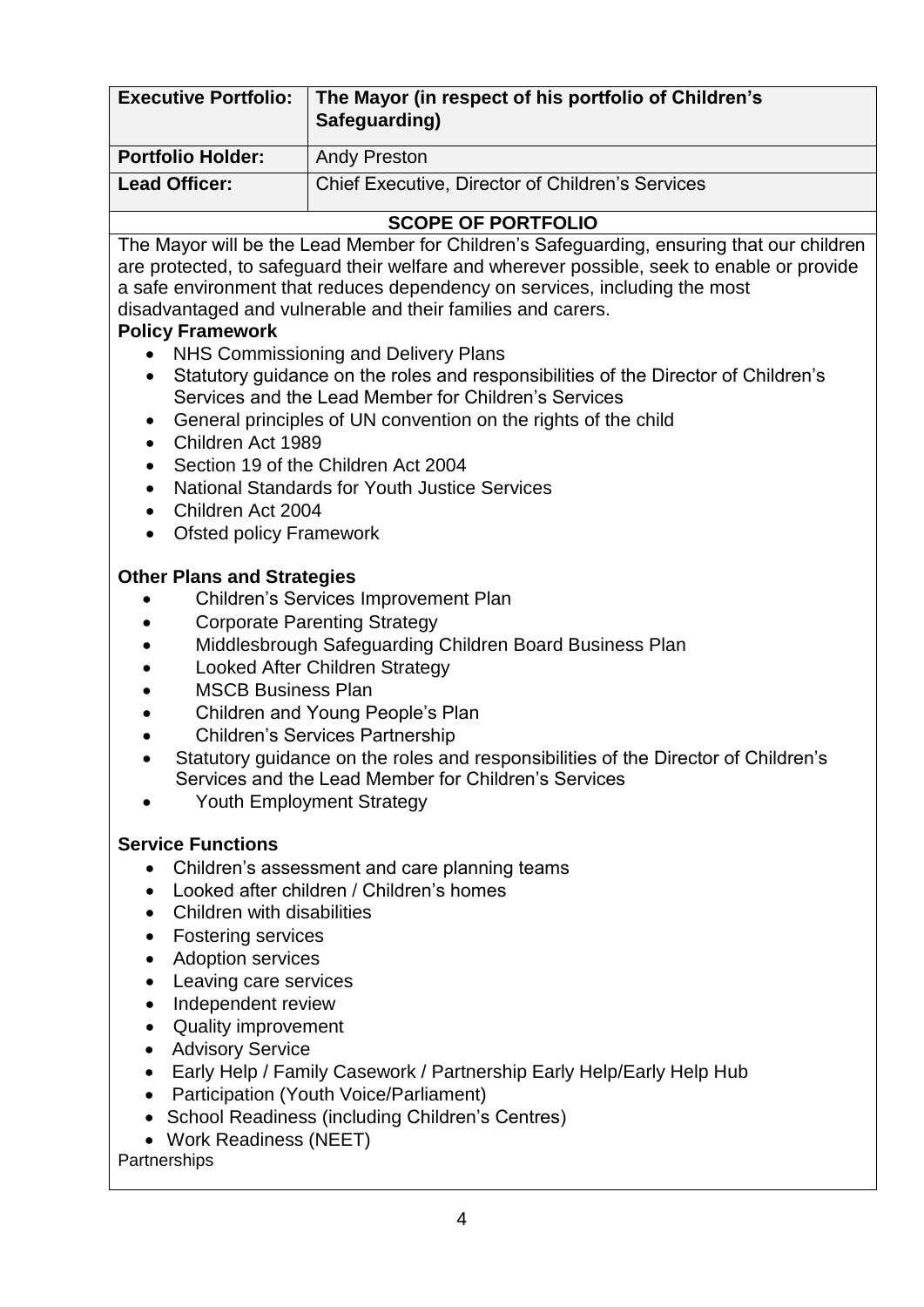| | |
|---|---|
| **Executive Portfolio:** | **The Mayor (in respect of his portfolio of Children's Safeguarding)** |
| **Portfolio Holder:** | Andy Preston |
| **Lead Officer:** | Chief Executive, Director of Children's Services |

**SCOPE OF PORTFOLIO**

The Mayor will be the Lead Member for Children's Safeguarding, ensuring that our children are protected, to safeguard their welfare and wherever possible, seek to enable or provide a safe environment that reduces dependency on services, including the most disadvantaged and vulnerable and their families and carers.

**Policy Framework**

- NHS Commissioning and Delivery Plans
- Statutory guidance on the roles and responsibilities of the Director of Children's Services and the Lead Member for Children's Services
- General principles of UN convention on the rights of the child
- Children Act 1989
- Section 19 of the Children Act 2004
- National Standards for Youth Justice Services
- Children Act 2004
- Ofsted policy Framework

**Other Plans and Strategies**

- Children's Services Improvement Plan
- Corporate Parenting Strategy
- Middlesbrough Safeguarding Children Board Business Plan
- Looked After Children Strategy
- MSCB Business Plan
- Children and Young People's Plan
- Children's Services Partnership
- Statutory guidance on the roles and responsibilities of the Director of Children's Services and the Lead Member for Children's Services
- Youth Employment Strategy

**Service Functions**

- Children's assessment and care planning teams
- Looked after children / Children's homes
- Children with disabilities
- Fostering services
- Adoption services
- Leaving care services
- Independent review
- Quality improvement
- Advisory Service
- Early Help / Family Casework / Partnership Early Help/Early Help Hub
- Participation (Youth Voice/Parliament)
- School Readiness (including Children's Centres)
- Work Readiness (NEET)

Partnerships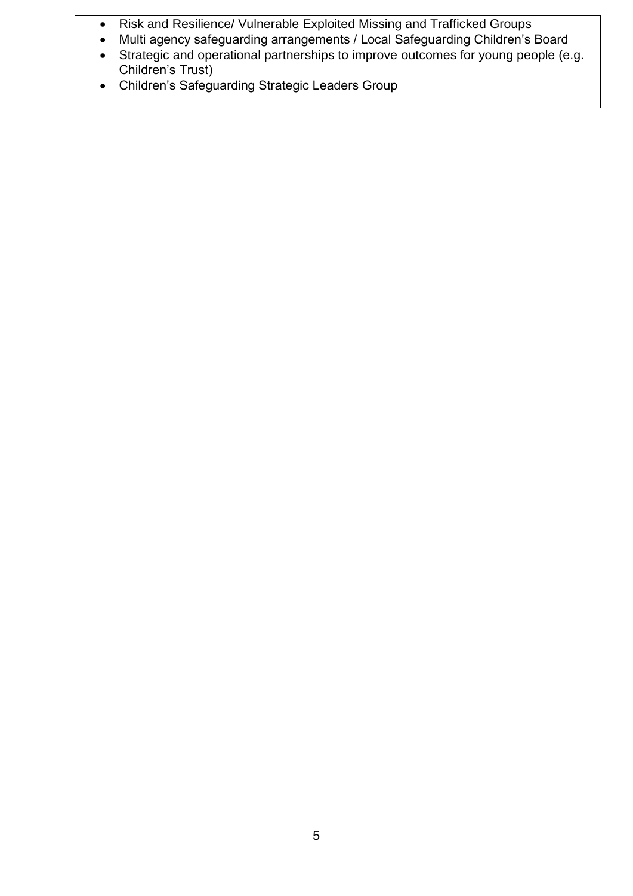- Risk and Resilience/ Vulnerable Exploited Missing and Trafficked Groups
- Multi agency safeguarding arrangements / Local Safeguarding Children's Board
- Strategic and operational partnerships to improve outcomes for young people (e.g. Children's Trust)
- Children's Safeguarding Strategic Leaders Group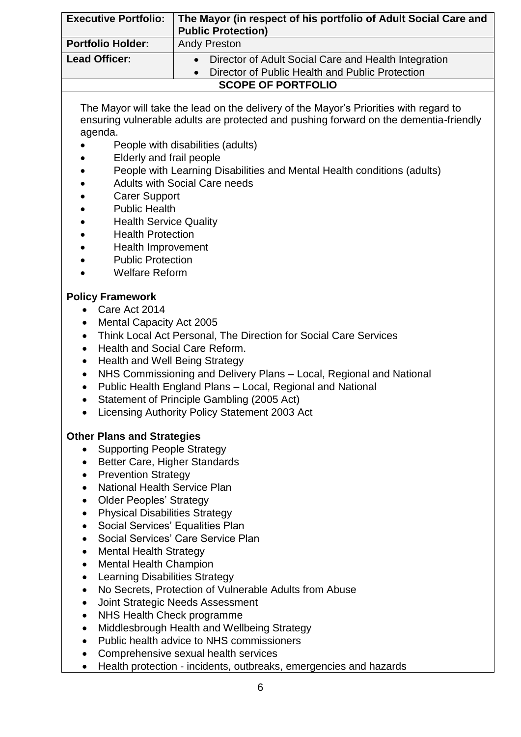| | |
|---|---|
| **Executive Portfolio:** | **The Mayor (in respect of his portfolio of Adult Social Care and Public Protection)** |
| **Portfolio Holder:** | Andy Preston |
| **Lead Officer:** | • Director of Adult Social Care and Health Integration<br>• Director of Public Health and Public Protection |

**SCOPE OF PORTFOLIO**

The Mayor will take the lead on the delivery of the Mayor's Priorities with regard to ensuring vulnerable adults are protected and pushing forward on the dementia-friendly agenda.

- People with disabilities (adults)
- Elderly and frail people
- People with Learning Disabilities and Mental Health conditions (adults)
- Adults with Social Care needs
- Carer Support
- Public Health
- Health Service Quality
- Health Protection
- Health Improvement
- Public Protection
- Welfare Reform

**Policy Framework**

- Care Act 2014
- Mental Capacity Act 2005
- Think Local Act Personal, The Direction for Social Care Services
- Health and Social Care Reform.
- Health and Well Being Strategy
- NHS Commissioning and Delivery Plans – Local, Regional and National
- Public Health England Plans – Local, Regional and National
- Statement of Principle Gambling (2005 Act)
- Licensing Authority Policy Statement 2003 Act

**Other Plans and Strategies**

- Supporting People Strategy
- Better Care, Higher Standards
- Prevention Strategy
- National Health Service Plan
- Older Peoples' Strategy
- Physical Disabilities Strategy
- Social Services' Equalities Plan
- Social Services' Care Service Plan
- Mental Health Strategy
- Mental Health Champion
- Learning Disabilities Strategy
- No Secrets, Protection of Vulnerable Adults from Abuse
- Joint Strategic Needs Assessment
- NHS Health Check programme
- Middlesbrough Health and Wellbeing Strategy
- Public health advice to NHS commissioners
- Comprehensive sexual health services
- Health protection - incidents, outbreaks, emergencies and hazards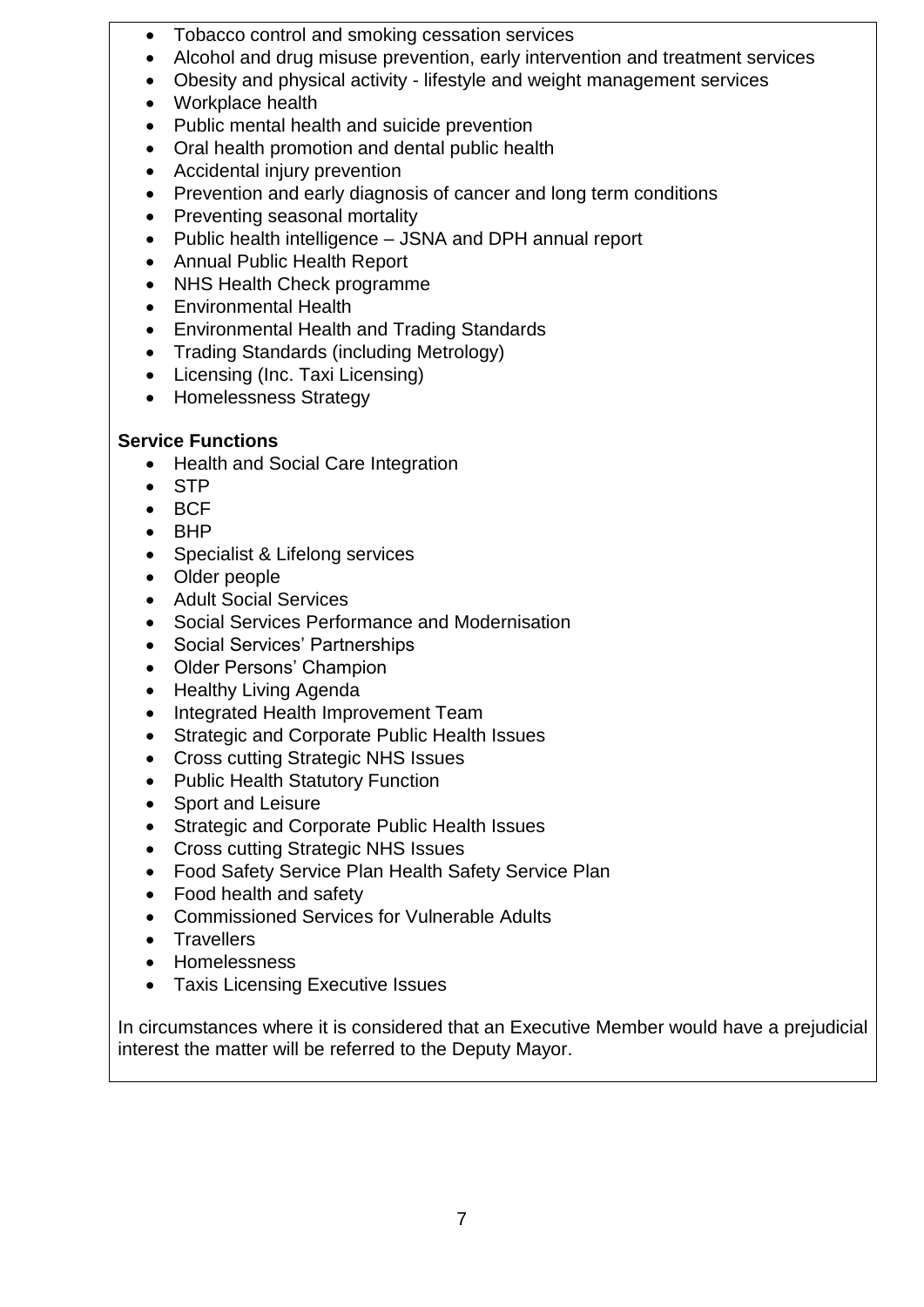- Tobacco control and smoking cessation services
- Alcohol and drug misuse prevention, early intervention and treatment services
- Obesity and physical activity - lifestyle and weight management services
- Workplace health
- Public mental health and suicide prevention
- Oral health promotion and dental public health
- Accidental injury prevention
- Prevention and early diagnosis of cancer and long term conditions
- Preventing seasonal mortality
- Public health intelligence – JSNA and DPH annual report
- Annual Public Health Report
- NHS Health Check programme
- Environmental Health
- Environmental Health and Trading Standards
- Trading Standards (including Metrology)
- Licensing (Inc. Taxi Licensing)
- Homelessness Strategy

**Service Functions**

- Health and Social Care Integration
- STP
- BCF
- BHP
- Specialist & Lifelong services
- Older people
- Adult Social Services
- Social Services Performance and Modernisation
- Social Services' Partnerships
- Older Persons' Champion
- Healthy Living Agenda
- Integrated Health Improvement Team
- Strategic and Corporate Public Health Issues
- Cross cutting Strategic NHS Issues
- Public Health Statutory Function
- Sport and Leisure
- Strategic and Corporate Public Health Issues
- Cross cutting Strategic NHS Issues
- Food Safety Service Plan Health Safety Service Plan
- Food health and safety
- Commissioned Services for Vulnerable Adults
- Travellers
- Homelessness
- Taxis Licensing Executive Issues

In circumstances where it is considered that an Executive Member would have a prejudicial interest the matter will be referred to the Deputy Mayor.